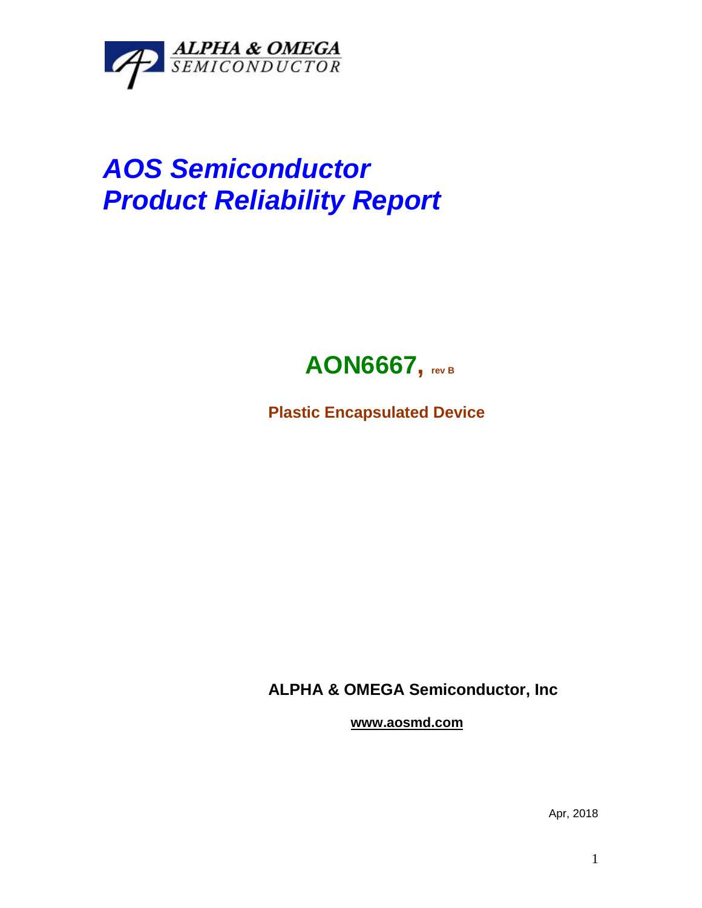ALPHA & OMEGA
SEMICONDUCTOR

# *AOS Semiconductor*
# *Product Reliability Report*

## AON6667, rev B

**Plastic Encapsulated Device**

**ALPHA & OMEGA Semiconductor, Inc**

**www.aosmd.com**

Apr, 2018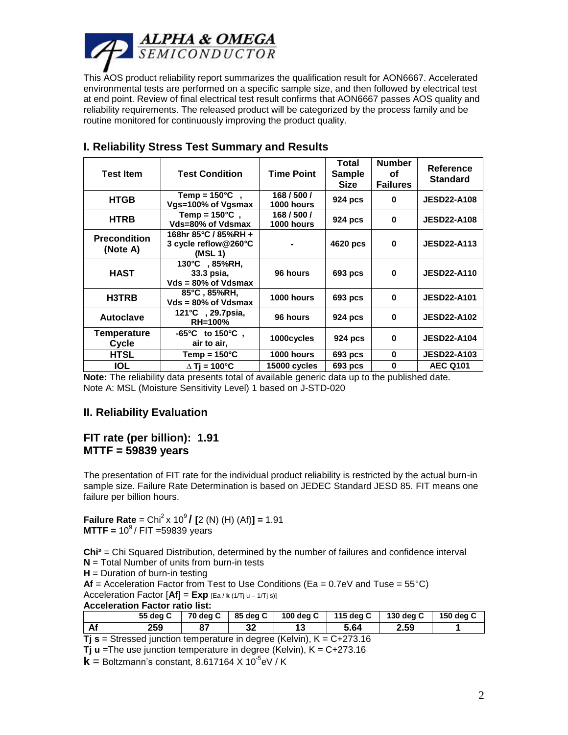This AOS product reliability report summarizes the qualification result for AON6667. Accelerated environmental tests are performed on a specific sample size, and then followed by electrical test at end point. Review of final electrical test result confirms that AON6667 passes AOS quality and reliability requirements. The released product will be categorized by the process family and be routine monitored for continuously improving the product quality.

## I. Reliability Stress Test Summary and Results

| Test Item | Test Condition | Time Point | Total Sample Size | Number of Failures | Reference Standard |
|---|---|---|---|---|---|
| HTGB | Temp = 150°C , Vgs=100% of Vgsmax | 168 / 500 / 1000 hours | 924 pcs | 0 | JESD22-A108 |
| HTRB | Temp = 150°C , Vds=80% of Vdsmax | 168 / 500 / 1000 hours | 924 pcs | 0 | JESD22-A108 |
| Precondition (Note A) | 168hr 85°C / 85%RH + 3 cycle reflow@260°C (MSL 1) | - | 4620 pcs | 0 | JESD22-A113 |
| HAST | 130°C , 85%RH, 33.3 psia, Vds = 80% of Vdsmax | 96 hours | 693 pcs | 0 | JESD22-A110 |
| H3TRB | 85°C , 85%RH, Vds = 80% of Vdsmax | 1000 hours | 693 pcs | 0 | JESD22-A101 |
| Autoclave | 121°C , 29.7psia, RH=100% | 96 hours | 924 pcs | 0 | JESD22-A102 |
| Temperature Cycle | -65°C to 150°C , air to air, | 1000cycles | 924 pcs | 0 | JESD22-A104 |
| HTSL | Temp = 150°C | 1000 hours | 693 pcs | 0 | JESD22-A103 |
| IOL | $\Delta$ Tj = 100°C | 15000 cycles | 693 pcs | 0 | AEC Q101 |

**Note:** The reliability data presents total of available generic data up to the published date.
Note A: MSL (Moisture Sensitivity Level) 1 based on J-STD-020

## II. Reliability Evaluation

### FIT rate (per billion): 1.91
### MTTF = 59839 years

The presentation of FIT rate for the individual product reliability is restricted by the actual burn-in sample size. Failure Rate Determination is based on JEDEC Standard JESD 85. FIT means one failure per billion hours.

**Failure Rate** = $\text{Chi}^2 \times 10^9$ **/ [**2 (N) (H) (Af)**] =** 1.91
**MTTF =** $10^9$ / FIT =59839 years

**Chi²** = Chi Squared Distribution, determined by the number of failures and confidence interval
**N** = Total Number of units from burn-in tests
**H** = Duration of burn-in testing
**Af** = Acceleration Factor from Test to Use Conditions (Ea = 0.7eV and Tuse = 55°C)
Acceleration Factor [**Af**] = **Exp** [Ea / **k** (1/Tj u – 1/Tj s)]
**Acceleration Factor ratio list:**

| | 55 deg C | 70 deg C | 85 deg C | 100 deg C | 115 deg C | 130 deg C | 150 deg C |
|---|---|---|---|---|---|---|---|
| Af | 259 | 87 | 32 | 13 | 5.64 | 2.59 | 1 |

**Tj s** = Stressed junction temperature in degree (Kelvin), K = C+273.16
**Tj u** =The use junction temperature in degree (Kelvin), K = C+273.16
**k** = Boltzmann's constant, 8.617164 X $10^{-5}$eV / K